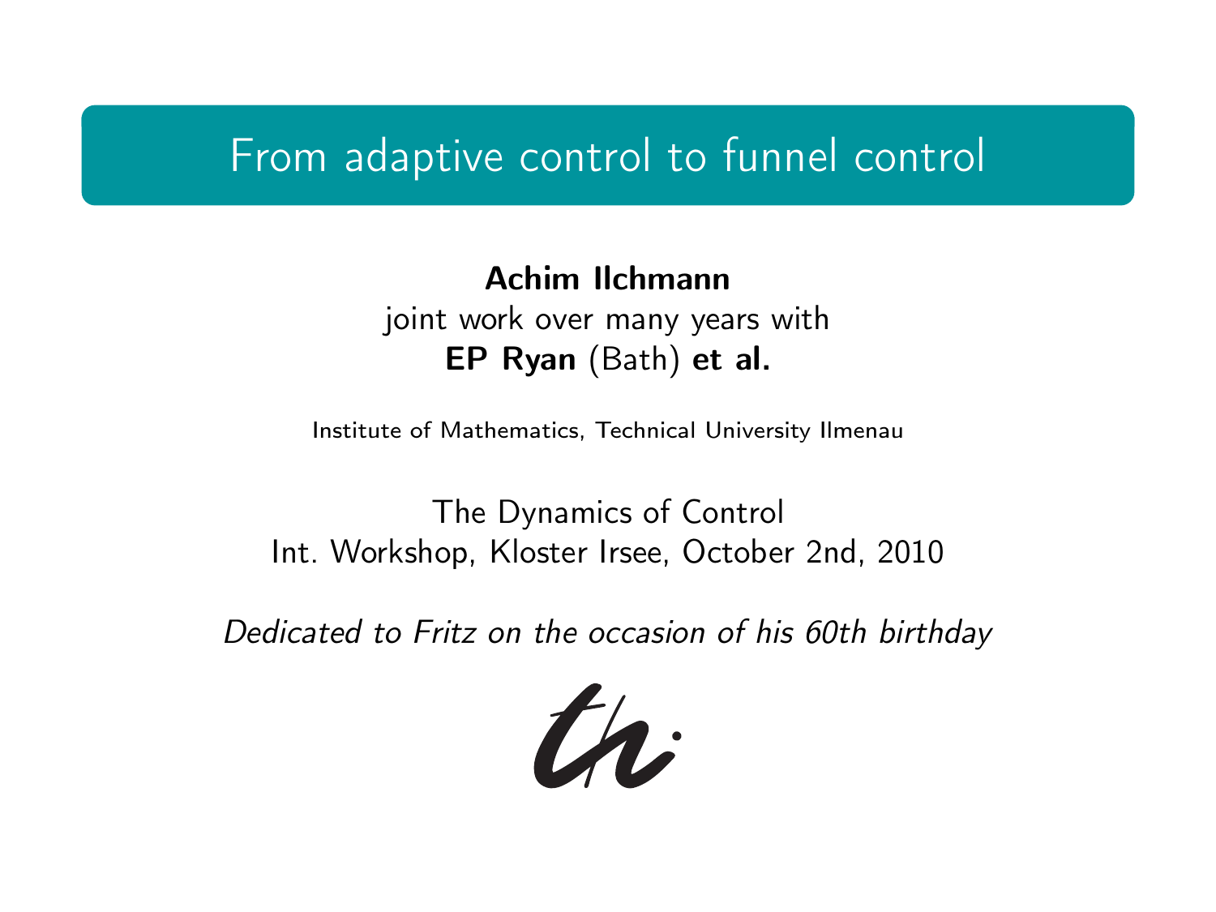# From adaptive control to funnel control

**Achim Ilchmann**
joint work over many years with
**EP Ryan** (Bath) **et al.**

Institute of Mathematics, Technical University Ilmenau

The Dynamics of Control
Int. Workshop, Kloster Irsee, October 2nd, 2010

*Dedicated to Fritz on the occasion of his 60th birthday*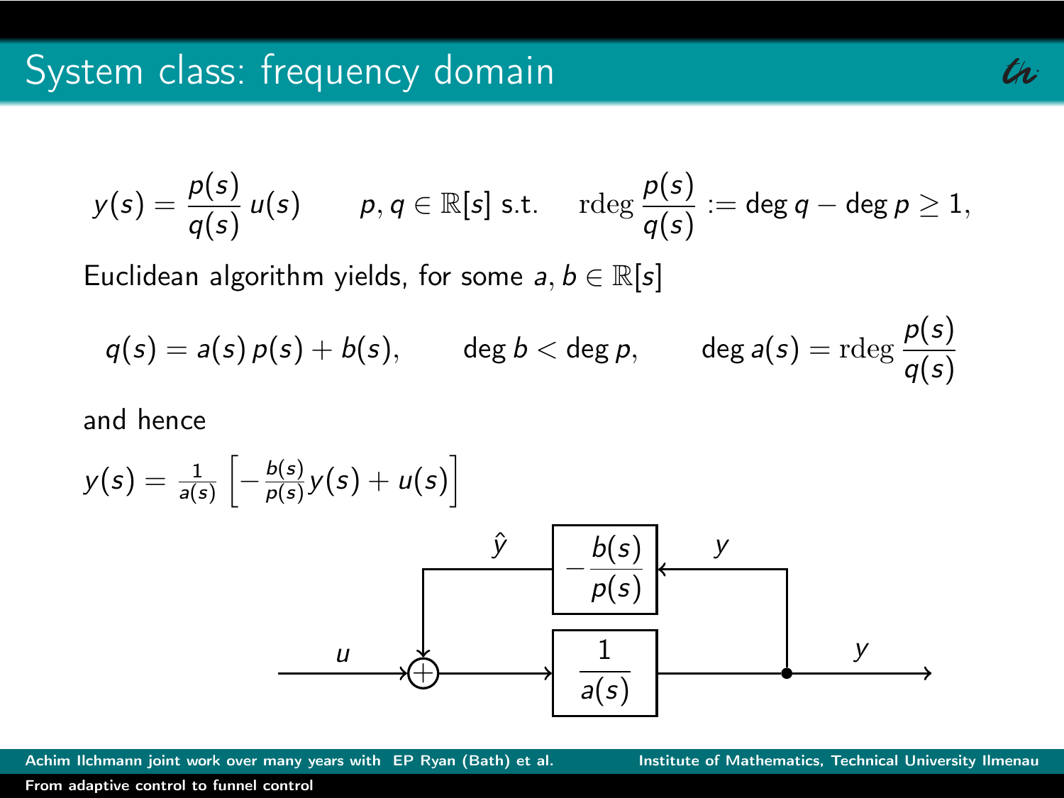# System class: frequency domain

$$y(s) = \frac{p(s)}{q(s)}\, u(s) \qquad p, q \in \mathbb{R}[s] \text{ s.t.} \quad \mathrm{rdeg}\, \frac{p(s)}{q(s)} := \deg q - \deg p \geq 1,$$

Euclidean algorithm yields, for some $a, b \in \mathbb{R}[s]$

$$q(s) = a(s)\, p(s) + b(s), \qquad \deg b < \deg p, \qquad \deg a(s) = \mathrm{rdeg}\, \frac{p(s)}{q(s)}$$

and hence

$$y(s) = \tfrac{1}{a(s)} \left[ -\tfrac{b(s)}{p(s)} y(s) + u(s) \right]$$

Block diagram: the input $u$ enters a summing junction, whose output passes through the block $\frac{1}{a(s)}$ to give the output $y$. The output $y$ is fed back through the block $-\frac{b(s)}{p(s)}$, producing $\hat{y}$, which is added to $u$ at the summing junction.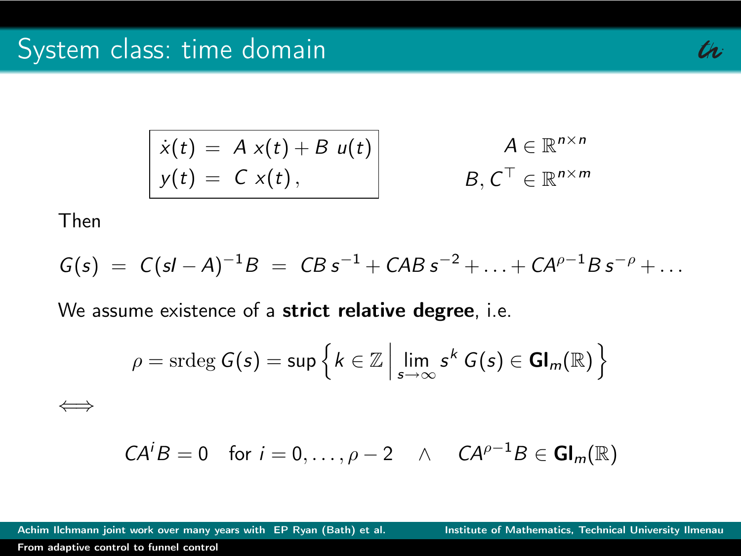# System class: time domain

$$\boxed{\begin{aligned} \dot{x}(t) &= A\,x(t) + B\,u(t) \\ y(t) &= C\,x(t), \end{aligned}}$$

$$A \in \mathbb{R}^{n\times n}$$
$$B, C^\top \in \mathbb{R}^{n\times m}$$

Then

$$G(s) \;=\; C(sI - A)^{-1}B \;=\; CB\,s^{-1} + CAB\,s^{-2} + \ldots + CA^{\rho-1}B\,s^{-\rho} + \ldots$$

We assume existence of a **strict relative degree**, i.e.

$$\rho = \mathrm{srdeg}\,G(s) = \sup\left\{ k \in \mathbb{Z} \,\middle|\, \lim_{s\to\infty} s^k\,G(s) \in \mathbf{Gl}_m(\mathbb{R}) \right\}$$

$\iff$

$$CA^iB = 0 \quad \text{for } i = 0,\ldots,\rho-2 \quad \wedge \quad CA^{\rho-1}B \in \mathbf{Gl}_m(\mathbb{R})$$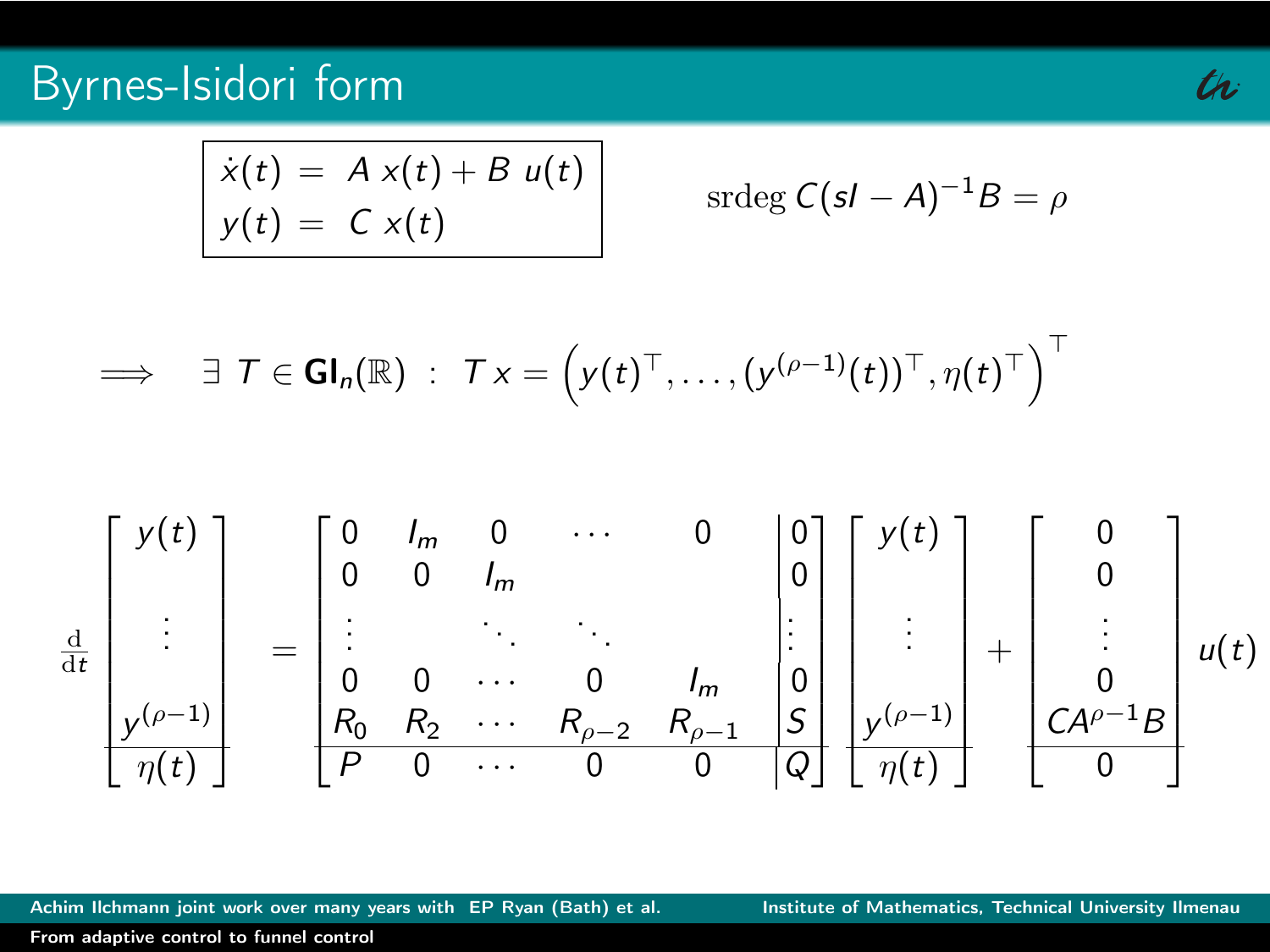# Byrnes-Isidori form

$$
\boxed{\begin{aligned} \dot{x}(t) &= A\,x(t) + B\,u(t) \\ y(t) &= C\,x(t) \end{aligned}}
\qquad\qquad \operatorname{srdeg} C(sI-A)^{-1}B = \rho
$$

$$
\implies \quad \exists\; T \in \mathbf{Gl}_n(\mathbb{R}) \;:\; T\,x = \Big( y(t)^\top, \ldots, (y^{(\rho-1)}(t))^\top, \eta(t)^\top \Big)^\top
$$

$$
\frac{\mathrm{d}}{\mathrm{d}t}\left[\begin{array}{c} y(t) \\ \vdots \\ y^{(\rho-1)} \\ \hline \eta(t) \end{array}\right]
=
\left[\begin{array}{cccccc|c}
0 & I_m & 0 & \cdots & & 0 & 0 \\
0 & 0 & I_m & & & & 0 \\
\vdots & & \ddots & \ddots & & & \vdots \\
0 & 0 & \cdots & 0 & & I_m & 0 \\
R_0 & R_2 & \cdots & R_{\rho-2} & & R_{\rho-1} & S \\ \hline
P & 0 & \cdots & 0 & & 0 & Q
\end{array}\right]
\left[\begin{array}{c} y(t) \\ \vdots \\ y^{(\rho-1)} \\ \hline \eta(t) \end{array}\right]
+
\left[\begin{array}{c} 0 \\ 0 \\ \vdots \\ 0 \\ CA^{\rho-1}B \\ \hline 0 \end{array}\right] u(t)
$$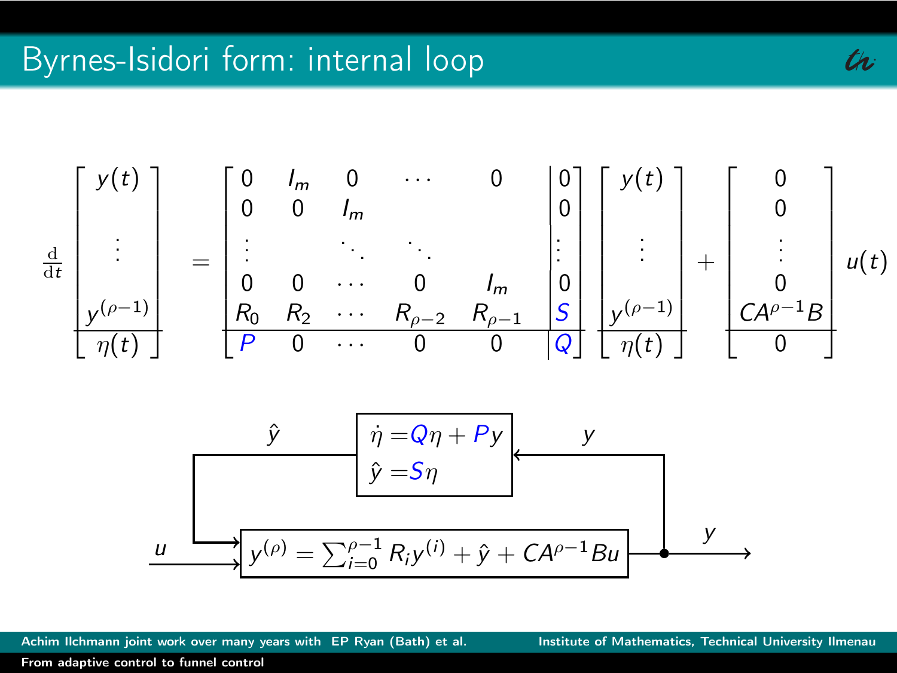# Byrnes-Isidori form: internal loop

$$
\frac{\mathrm{d}}{\mathrm{d}t}\left[\begin{array}{c} y(t) \\ \vdots \\ y^{(\rho-1)} \\ \hline \eta(t) \end{array}\right] = \left[\begin{array}{cccccc|c} 0 & I_m & 0 & \cdots & & 0 & 0 \\ 0 & 0 & I_m & & & & 0 \\ \vdots & & \ddots & \ddots & & & \vdots \\ 0 & 0 & \cdots & 0 & & I_m & 0 \\ R_0 & R_2 & \cdots & R_{\rho-2} & & R_{\rho-1} & S \\ \hline P & 0 & \cdots & 0 & & 0 & Q \end{array}\right] \left[\begin{array}{c} y(t) \\ \vdots \\ y^{(\rho-1)} \\ \hline \eta(t) \end{array}\right] + \left[\begin{array}{c} 0 \\ 0 \\ \vdots \\ 0 \\ CA^{\rho-1}B \\ \hline 0 \end{array}\right] u(t)
$$

Internal system (input $y$, output $\hat{y}$):

$$
\begin{aligned}
\dot{\eta} &= Q\eta + Py \\
\hat{y} &= S\eta
\end{aligned}
$$

Main system (inputs $u$, $\hat{y}$, output $y$):

$$
y^{(\rho)} = \sum_{i=0}^{\rho-1} R_i y^{(i)} + \hat{y} + CA^{\rho-1}Bu
$$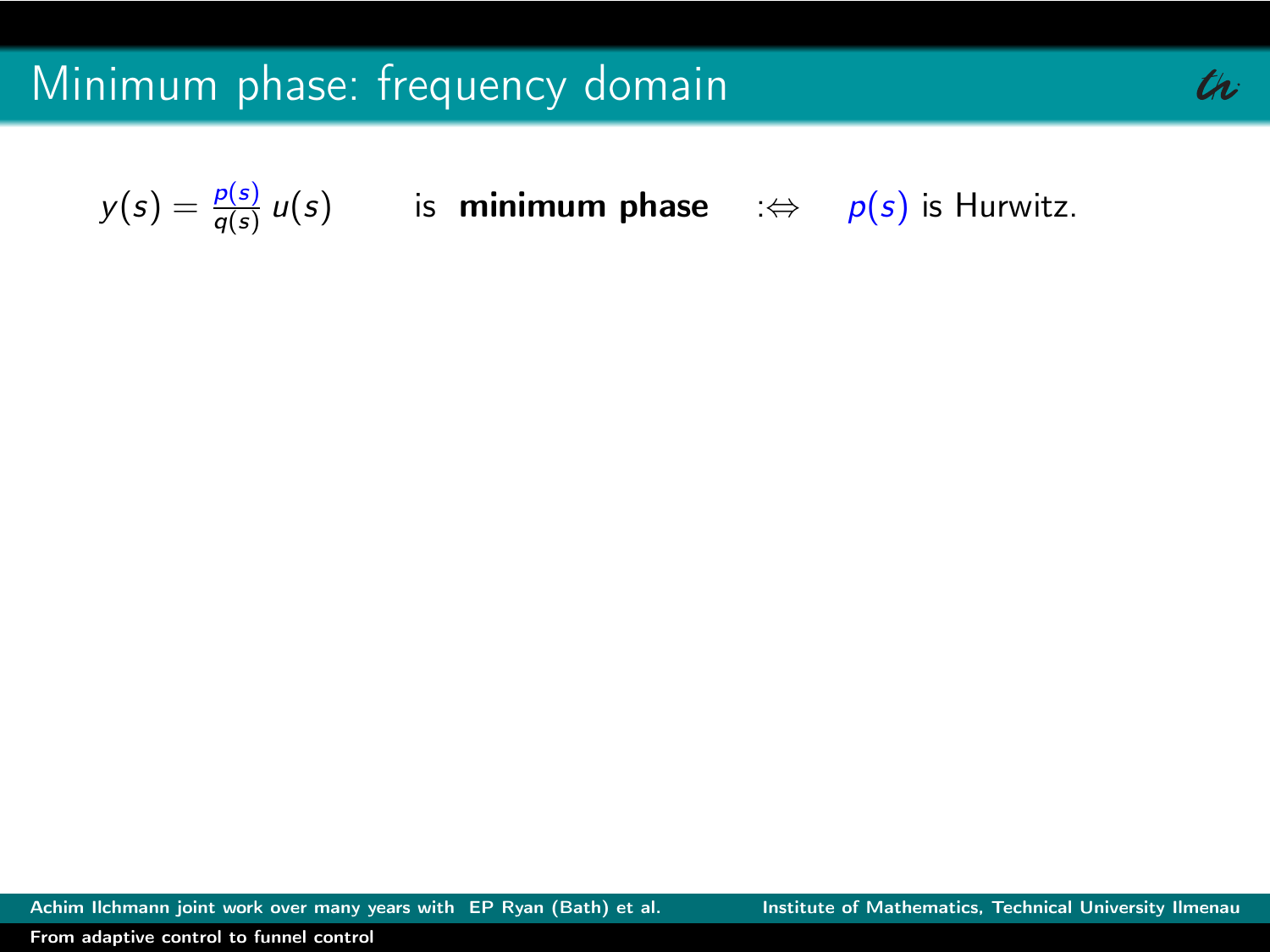# Minimum phase: frequency domain

$y(s) = \frac{p(s)}{q(s)}\, u(s)$ is **minimum phase** $:\Leftrightarrow$ $p(s)$ is Hurwitz.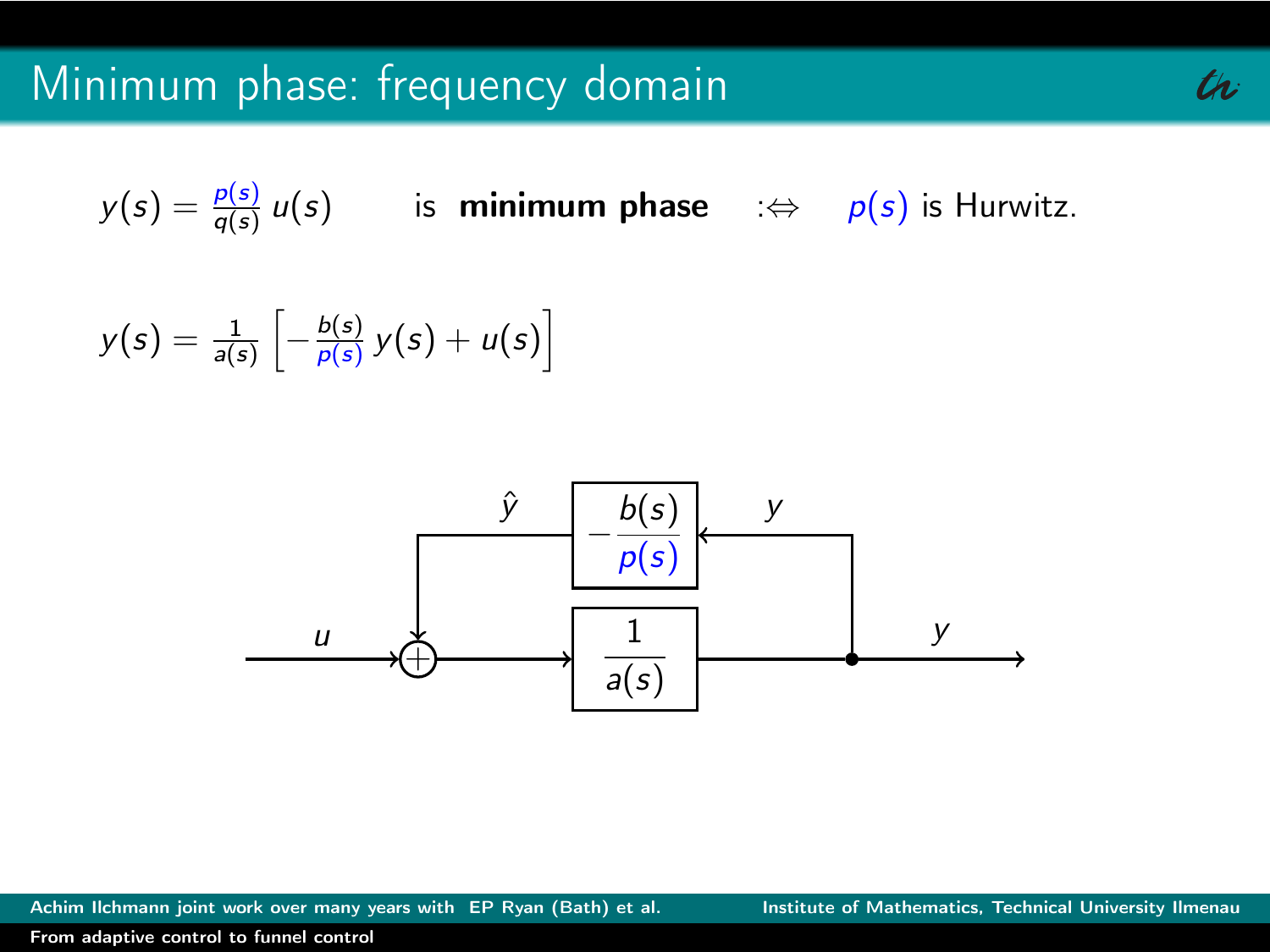# Minimum phase: frequency domain

$$y(s) = \frac{p(s)}{q(s)}\, u(s) \qquad \text{is } \textbf{minimum phase} \quad :\Leftrightarrow \quad p(s) \text{ is Hurwitz.}$$

$$y(s) = \frac{1}{a(s)} \left[ -\frac{b(s)}{p(s)}\, y(s) + u(s) \right]$$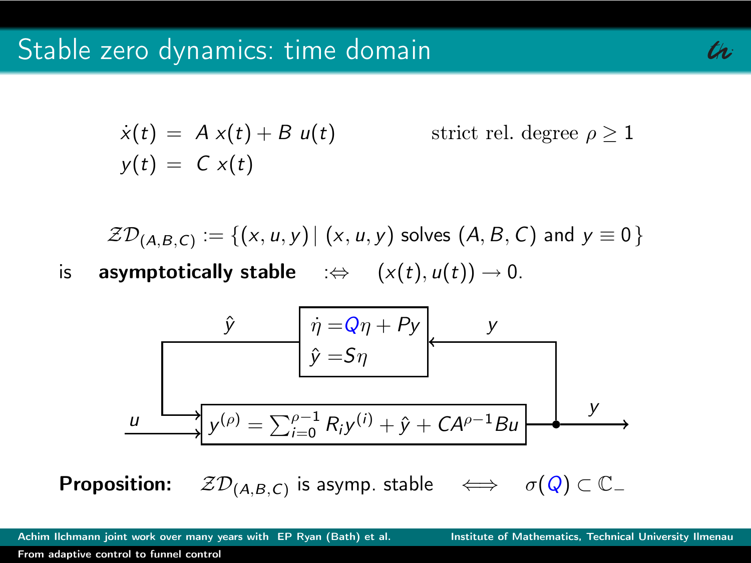# Stable zero dynamics: time domain

$$
\begin{aligned}
\dot{x}(t) &= A\,x(t) + B\,u(t) \\
y(t) &= C\,x(t)
\end{aligned}
\qquad \text{strict rel. degree } \rho \geq 1
$$

$$
\mathcal{ZD}_{(A,B,C)} := \{(x,u,y) \mid (x,u,y) \text{ solves } (A,B,C) \text{ and } y \equiv 0\}
$$

is **asymptotically stable** $:\Leftrightarrow \quad (x(t),u(t)) \to 0.$

$$
\begin{aligned}
\dot{\eta} &= Q\eta + Py \\
\hat{y} &= S\eta
\end{aligned}
$$

$$
y^{(\rho)} = \sum_{i=0}^{\rho-1} R_i y^{(i)} + \hat{y} + CA^{\rho-1}Bu
$$

**Proposition:** $\mathcal{ZD}_{(A,B,C)}$ is asymp. stable $\iff \sigma(Q) \subset \mathbb{C}_-$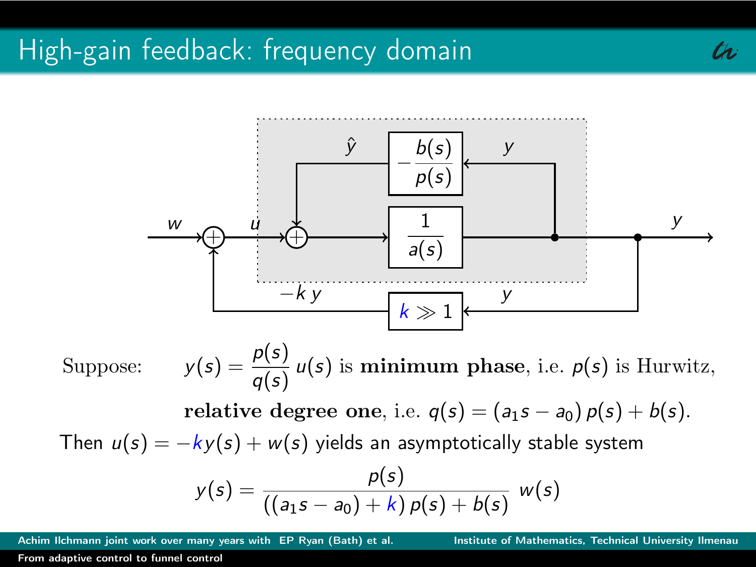# High-gain feedback: frequency domain

Suppose: $\quad y(s) = \dfrac{p(s)}{q(s)}\, u(s)$ is **minimum phase**, i.e. $p(s)$ is Hurwitz,

**relative degree one**, i.e. $q(s) = (a_1 s - a_0)\, p(s) + b(s)$.

Then $u(s) = -k y(s) + w(s)$ yields an asymptotically stable system

$$y(s) = \frac{p(s)}{((a_1 s - a_0) + k)\, p(s) + b(s)}\; w(s)$$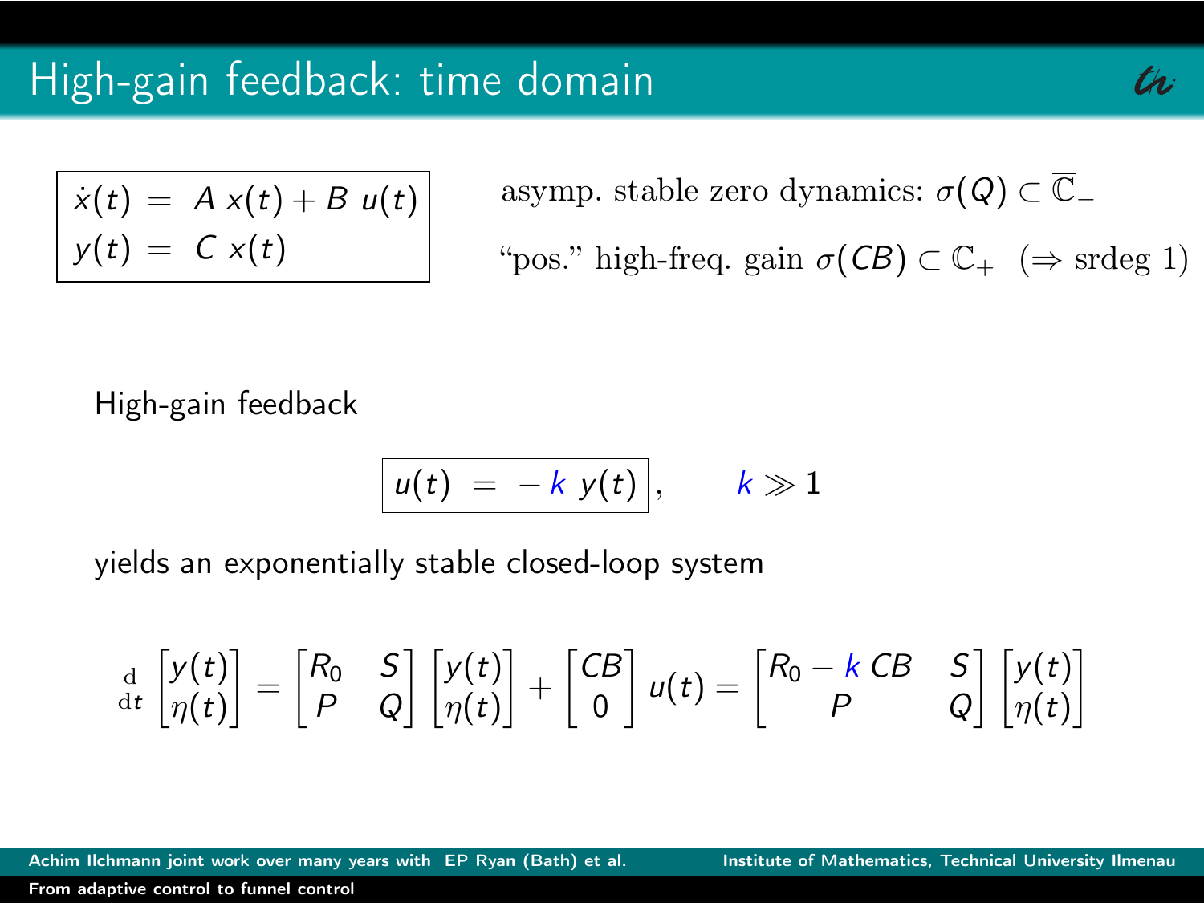# High-gain feedback: time domain

$$
\begin{aligned}
\dot{x}(t) &= A\,x(t) + B\,u(t) \\
y(t) &= C\,x(t)
\end{aligned}
$$

asymp. stable zero dynamics: $\sigma(Q) \subset \overline{\mathbb{C}}_-$

"pos." high-freq. gain $\sigma(CB) \subset \mathbb{C}_+$ $\;(\Rightarrow$ srdeg 1)

High-gain feedback

$$
u(t) = -k\,y(t), \qquad k \gg 1
$$

yields an exponentially stable closed-loop system

$$
\frac{\mathrm{d}}{\mathrm{d}t}\begin{bmatrix} y(t) \\ \eta(t) \end{bmatrix} = \begin{bmatrix} R_0 & S \\ P & Q \end{bmatrix}\begin{bmatrix} y(t) \\ \eta(t) \end{bmatrix} + \begin{bmatrix} CB \\ 0 \end{bmatrix} u(t) = \begin{bmatrix} R_0 - k\,CB & S \\ P & Q \end{bmatrix}\begin{bmatrix} y(t) \\ \eta(t) \end{bmatrix}
$$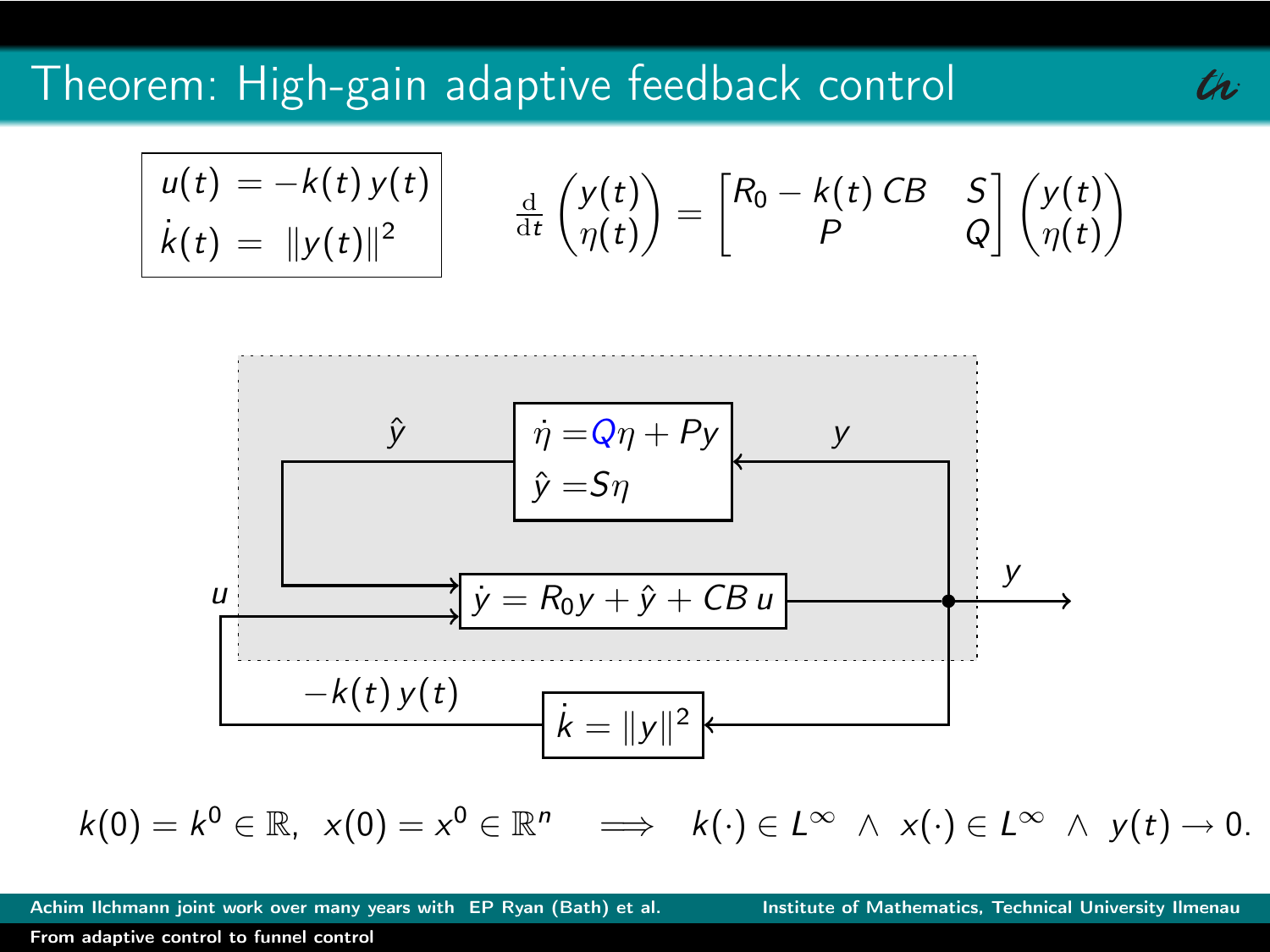# Theorem: High-gain adaptive feedback control

$$\boxed{\begin{aligned} u(t) &= -k(t)\, y(t) \\ \dot{k}(t) &= \|y(t)\|^2 \end{aligned}}$$

$$\frac{\mathrm{d}}{\mathrm{d}t}\begin{pmatrix} y(t) \\ \eta(t) \end{pmatrix} = \begin{bmatrix} R_0 - k(t)\, CB & S \\ P & Q \end{bmatrix} \begin{pmatrix} y(t) \\ \eta(t) \end{pmatrix}$$

Block diagram:

- $\dot{\eta} = Q\eta + Py$, $\hat{y} = S\eta$ (input $y$, output $\hat{y}$)
- $\dot{y} = R_0 y + \hat{y} + CB\, u$ (inputs $\hat{y}$, $u$; output $y$)
- $\dot{k} = \|y\|^2$ (input $y$, output $-k(t)\, y(t)$ fed back as $u$)

$$k(0) = k^0 \in \mathbb{R}, \;\; x(0) = x^0 \in \mathbb{R}^n \quad \Longrightarrow \quad k(\cdot) \in L^\infty \;\wedge\; x(\cdot) \in L^\infty \;\wedge\; y(t) \to 0.$$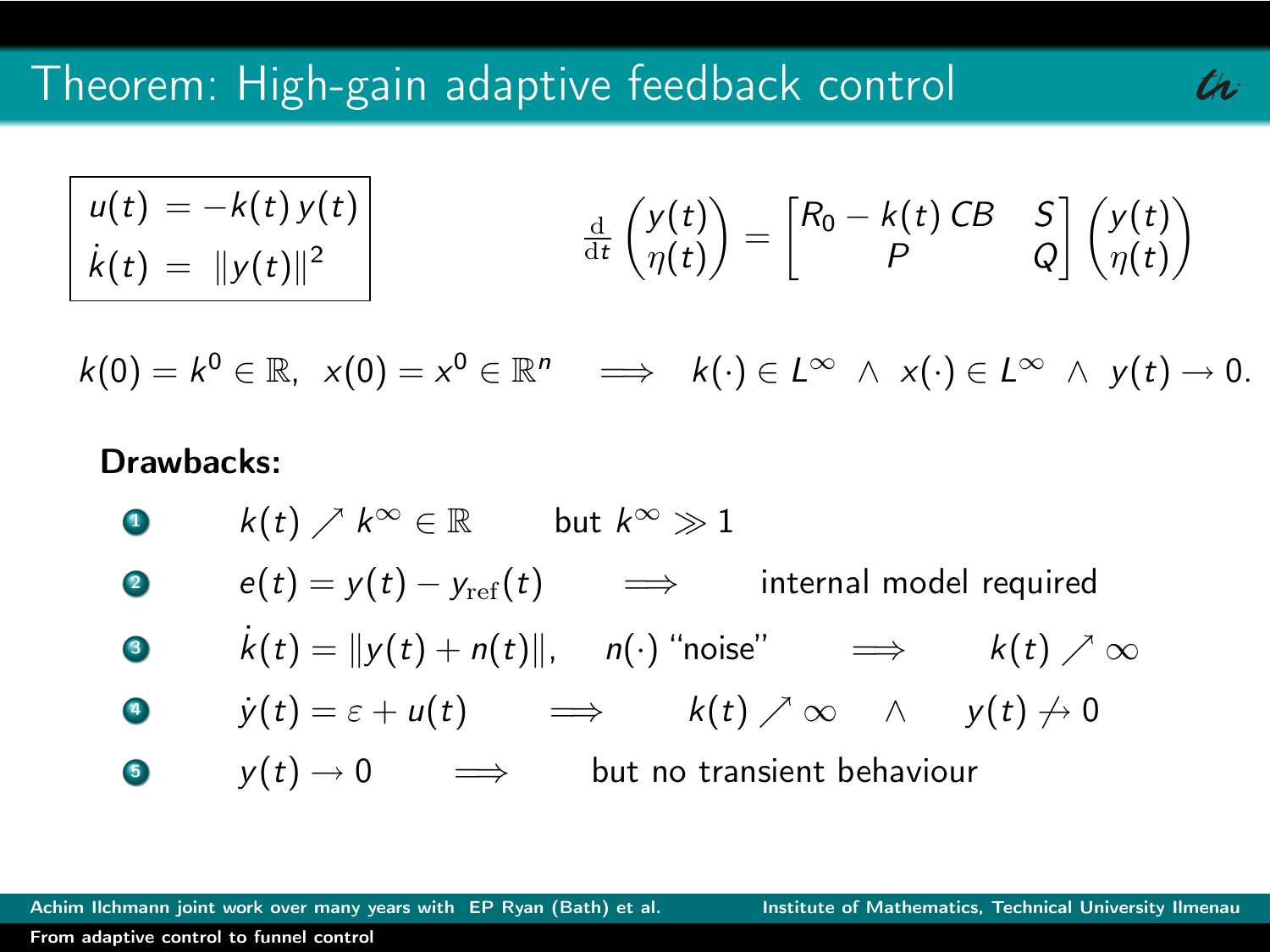# Theorem: High-gain adaptive feedback control

$$\boxed{\begin{aligned} u(t) &= -k(t)\,y(t) \\ \dot{k}(t) &= \|y(t)\|^2 \end{aligned}}$$

$$\frac{\mathrm{d}}{\mathrm{d}t}\begin{pmatrix} y(t) \\ \eta(t) \end{pmatrix} = \begin{bmatrix} R_0 - k(t)\,CB & S \\ P & Q \end{bmatrix} \begin{pmatrix} y(t) \\ \eta(t) \end{pmatrix}$$

$$k(0) = k^0 \in \mathbb{R},\ \ x(0) = x^0 \in \mathbb{R}^n \quad \Longrightarrow \quad k(\cdot) \in L^\infty \ \wedge \ x(\cdot) \in L^\infty \ \wedge \ y(t) \to 0.$$

**Drawbacks:**

1. $k(t) \nearrow k^\infty \in \mathbb{R}$ but $k^\infty \gg 1$
2. $e(t) = y(t) - y_{\mathrm{ref}}(t) \quad \Longrightarrow$ internal model required
3. $\dot{k}(t) = \|y(t) + n(t)\|$, $n(\cdot)$ "noise" $\quad \Longrightarrow \quad k(t) \nearrow \infty$
4. $\dot{y}(t) = \varepsilon + u(t) \quad \Longrightarrow \quad k(t) \nearrow \infty \quad \wedge \quad y(t) \not\to 0$
5. $y(t) \to 0 \quad \Longrightarrow$ but no transient behaviour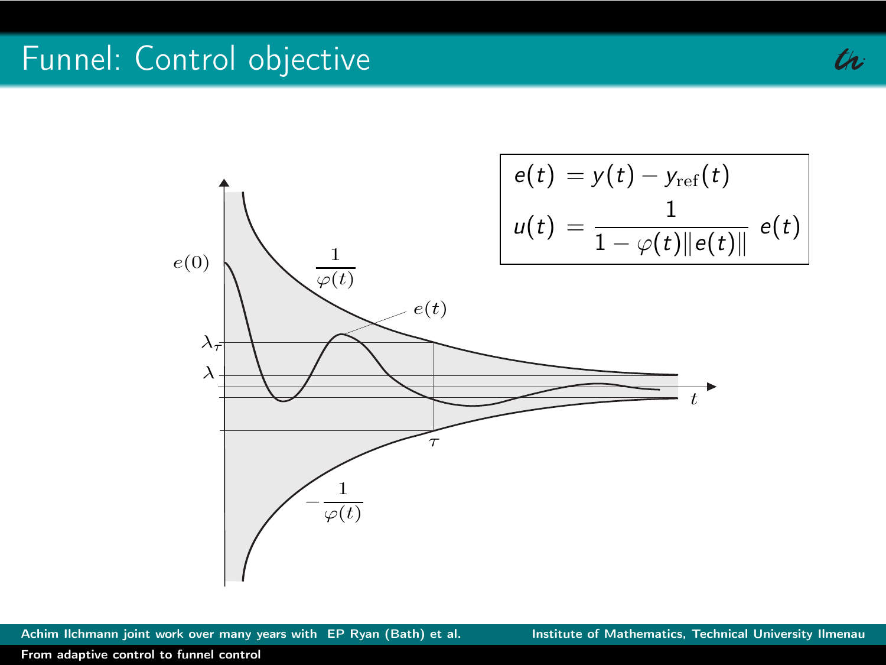# Funnel: Control objective

$$
\begin{aligned}
e(t) &= y(t) - y_{\mathrm{ref}}(t) \\
u(t) &= \frac{1}{1 - \varphi(t)\|e(t)\|}\; e(t)
\end{aligned}
$$

$e(0)$ $\frac{1}{\varphi(t)}$ $e(t)$ $\lambda_\tau$ $\lambda$ $t$ $\tau$ $-\frac{1}{\varphi(t)}$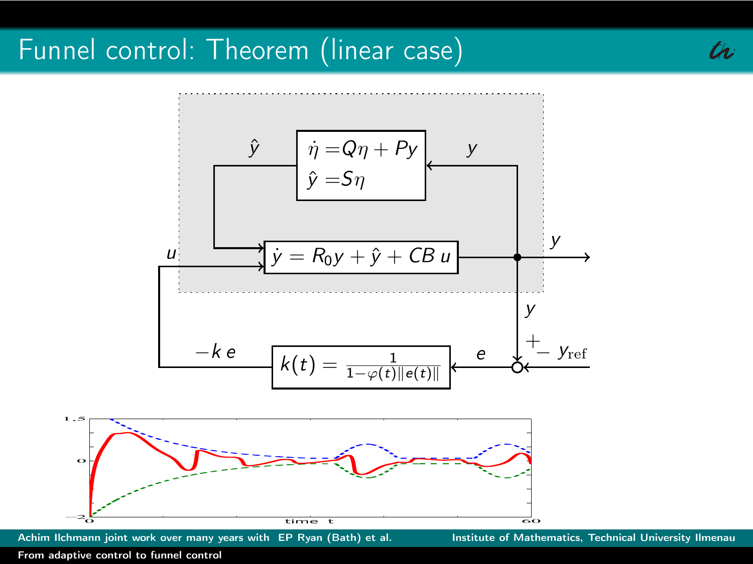# Funnel control: Theorem (linear case)

$\hat{y}$

$$\dot{\eta} = Q\eta + Py$$
$$\hat{y} = S\eta$$

$y$

$u$

$$\dot{y} = R_0 y + \hat{y} + CB\, u$$

$y$

$y$

$-k\, e$

$$k(t) = \frac{1}{1-\varphi(t)\|e(t)\|}$$

$e$

$+$ $-$ $y_{\mathrm{ref}}$

1,5

0

$-2$

0 time t 60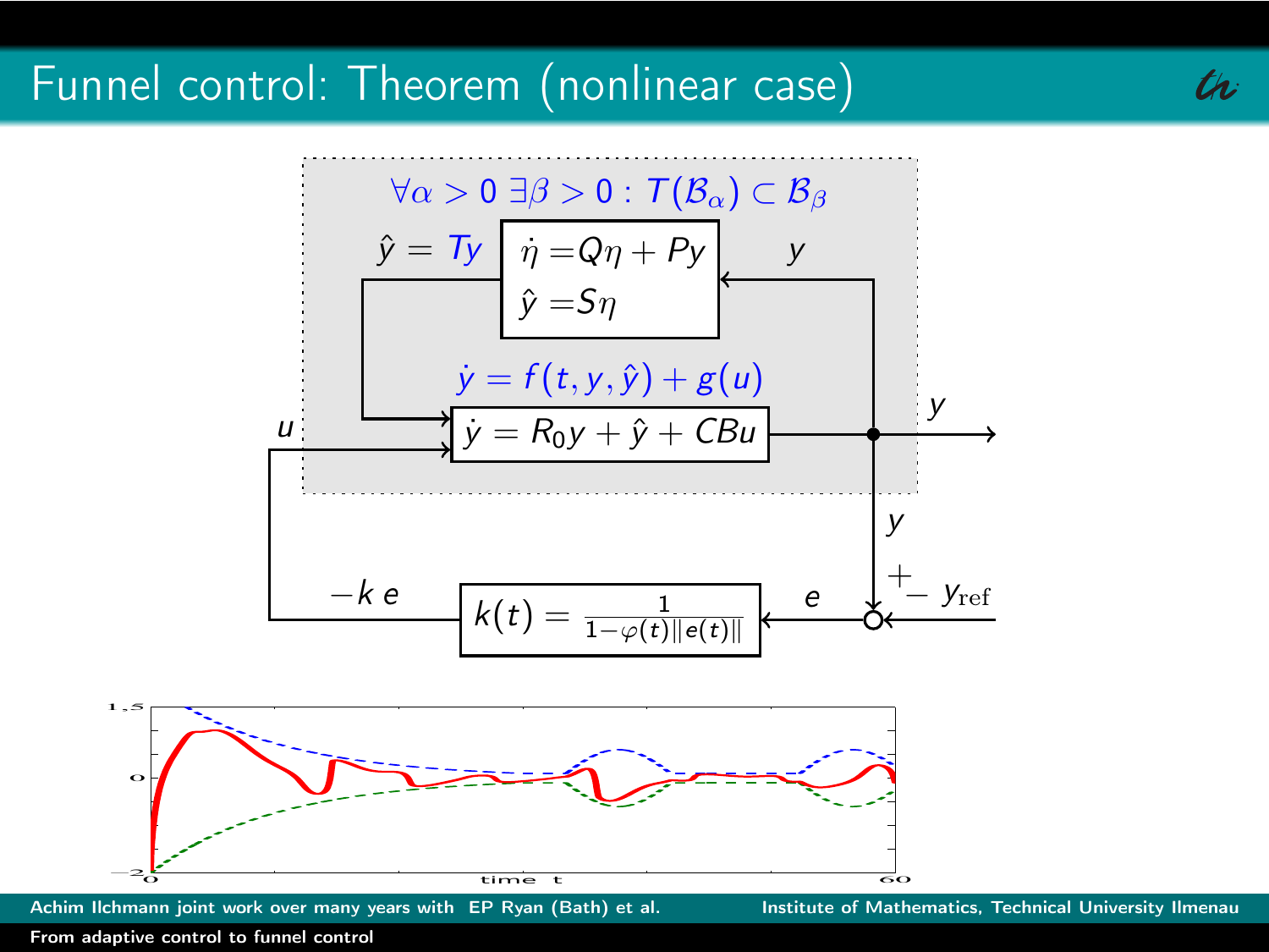# Funnel control: Theorem (nonlinear case)

$\forall \alpha > 0 \; \exists \beta > 0 : T(\mathcal{B}_\alpha) \subset \mathcal{B}_\beta$

$\hat{y} = Ty$

$$\dot{\eta} = Q\eta + Py$$
$$\hat{y} = S\eta$$

$y$

$\dot{y} = f(t, y, \hat{y}) + g(u)$

$u$

$$\dot{y} = R_0 y + \hat{y} + CBu$$

$y$

$y$

$+$ $-$ $y_{\rm ref}$

$-k\,e$

$$k(t) = \frac{1}{1 - \varphi(t)\|e(t)\|}$$

$e$

1,5

0

−2

0 time t 60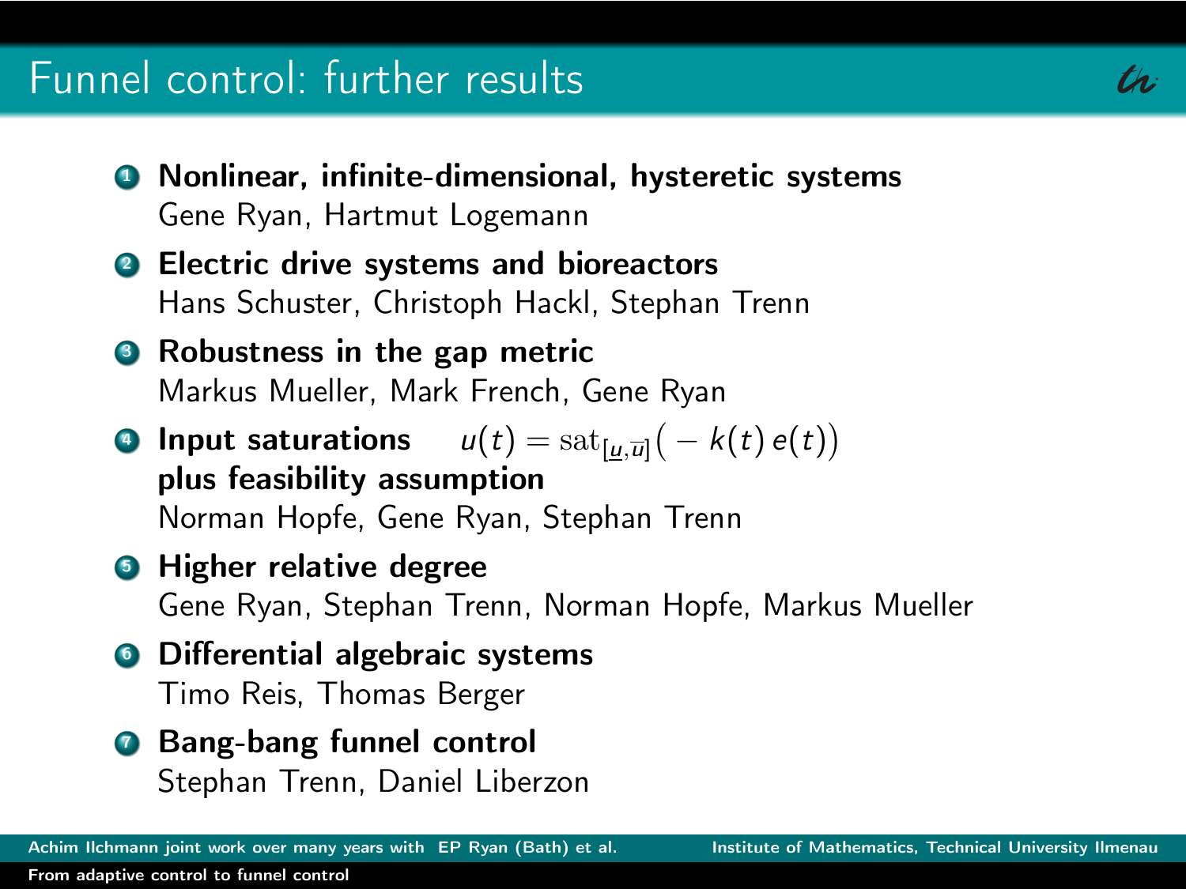# Funnel control: further results

1. **Nonlinear, infinite-dimensional, hysteretic systems**
   Gene Ryan, Hartmut Logemann
2. **Electric drive systems and bioreactors**
   Hans Schuster, Christoph Hackl, Stephan Trenn
3. **Robustness in the gap metric**
   Markus Mueller, Mark French, Gene Ryan
4. **Input saturations** $\quad u(t) = \mathrm{sat}_{[\underline{u},\overline{u}]}\big(-k(t)\,e(t)\big)$
   **plus feasibility assumption**
   Norman Hopfe, Gene Ryan, Stephan Trenn
5. **Higher relative degree**
   Gene Ryan, Stephan Trenn, Norman Hopfe, Markus Mueller
6. **Differential algebraic systems**
   Timo Reis, Thomas Berger
7. **Bang-bang funnel control**
   Stephan Trenn, Daniel Liberzon